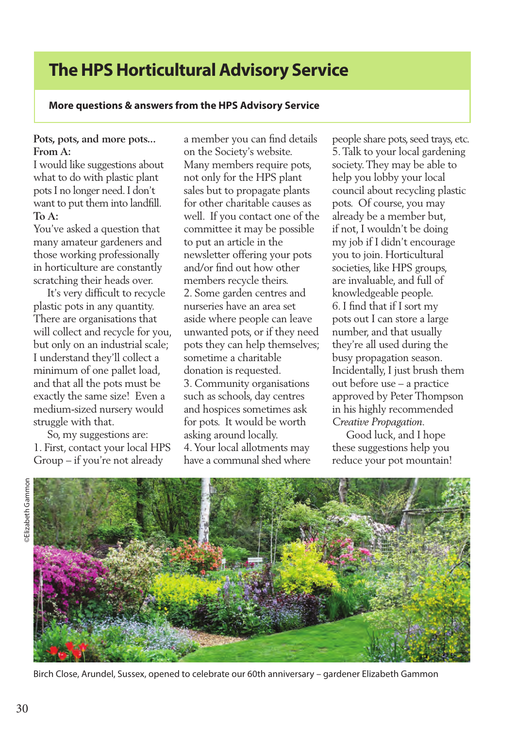# The HPS Horticultural Advisory Service

**More questions & answers from the HPS Advisory Service**

**Pots, pots, and more pots...**

**From A:**

I would like suggestions about what to do with plastic plant pots I no longer need. I don't want to put them into landfill.

**To A:**

You've asked a question that many amateur gardeners and those working professionally in horticulture are constantly scratching their heads over.

It's very difficult to recycle plastic pots in any quantity. There are organisations that will collect and recycle for you, but only on an industrial scale; I understand they'll collect a minimum of one pallet load, and that all the pots must be exactly the same size! Even a medium-sized nursery would struggle with that.

So, my suggestions are:

1. First, contact your local HPS Group – if you're not already a member you can find details on the Society's website. Many members require pots, not only for the HPS plant sales but to propagate plants for other charitable causes as well. If you contact one of the committee it may be possible to put an article in the newsletter offering your pots and/or find out how other members recycle theirs.
2. Some garden centres and nurseries have an area set aside where people can leave unwanted pots, or if they need pots they can help themselves; sometime a charitable donation is requested.
3. Community organisations such as schools, day centres and hospices sometimes ask for pots. It would be worth asking around locally.
4. Your local allotments may have a communal shed where people share pots, seed trays, etc.
5. Talk to your local gardening society. They may be able to help you lobby your local council about recycling plastic pots. Of course, you may already be a member but, if not, I wouldn't be doing my job if I didn't encourage you to join. Horticultural societies, like HPS groups, are invaluable, and full of knowledgeable people.
6. I find that if I sort my pots out I can store a large number, and that usually they're all used during the busy propagation season. Incidentally, I just brush them out before use – a practice approved by Peter Thompson in his highly recommended *Creative Propagation*.

Good luck, and I hope these suggestions help you reduce your pot mountain!

©Elizabeth Gammon

Birch Close, Arundel, Sussex, opened to celebrate our 60th anniversary – gardener Elizabeth Gammon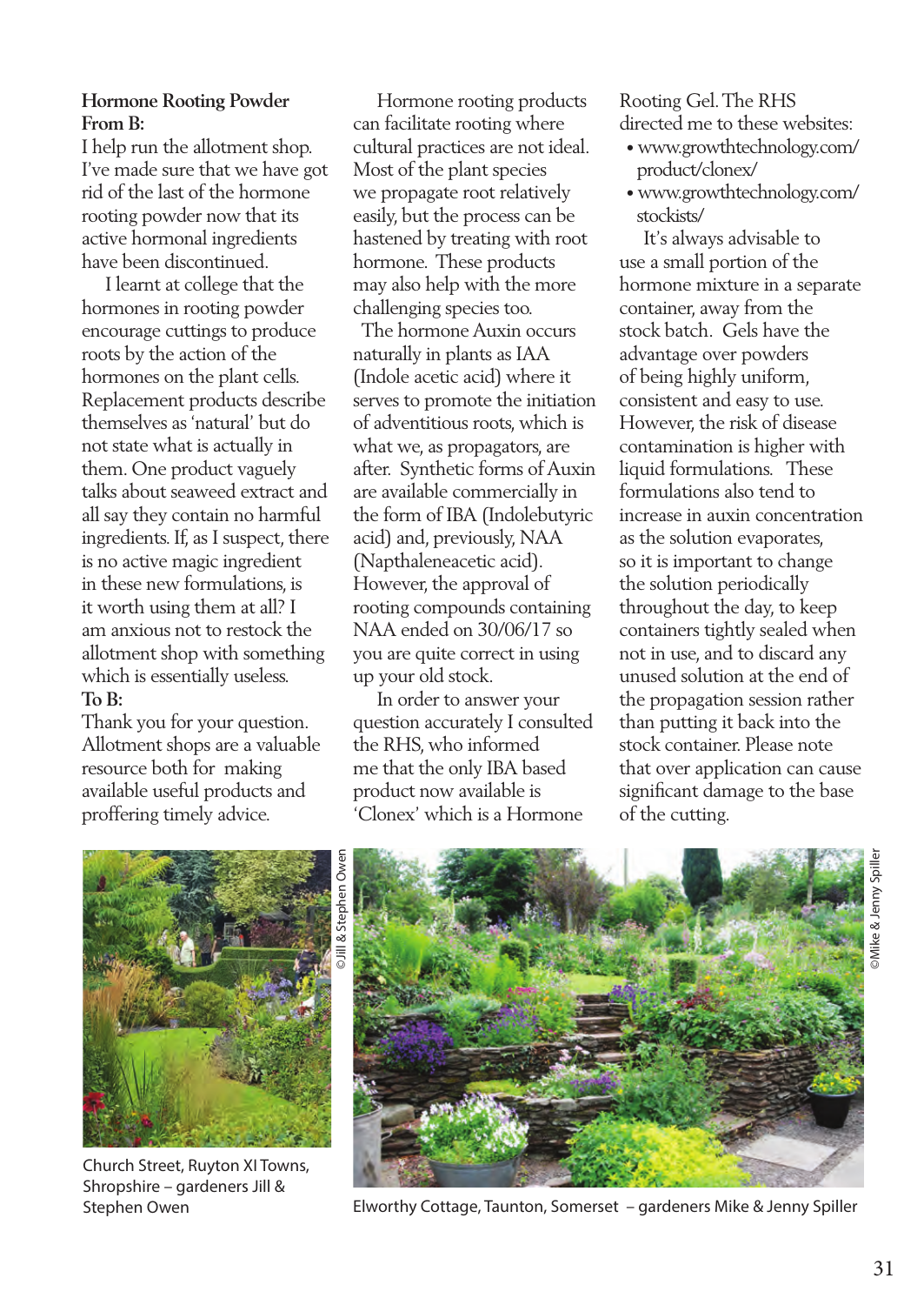## Hormone Rooting Powder

**From B:**

I help run the allotment shop. I've made sure that we have got rid of the last of the hormone rooting powder now that its active hormonal ingredients have been discontinued.

I learnt at college that the hormones in rooting powder encourage cuttings to produce roots by the action of the hormones on the plant cells. Replacement products describe themselves as 'natural' but do not state what is actually in them. One product vaguely talks about seaweed extract and all say they contain no harmful ingredients. If, as I suspect, there is no active magic ingredient in these new formulations, is it worth using them at all? I am anxious not to restock the allotment shop with something which is essentially useless.

**To B:**

Thank you for your question. Allotment shops are a valuable resource both for making available useful products and proffering timely advice.

Hormone rooting products can facilitate rooting where cultural practices are not ideal. Most of the plant species we propagate root relatively easily, but the process can be hastened by treating with root hormone. These products may also help with the more challenging species too.

The hormone Auxin occurs naturally in plants as IAA (Indole acetic acid) where it serves to promote the initiation of adventitious roots, which is what we, as propagators, are after. Synthetic forms of Auxin are available commercially in the form of IBA (Indolebutyric acid) and, previously, NAA (Napthaleneacetic acid). However, the approval of rooting compounds containing NAA ended on 30/06/17 so you are quite correct in using up your old stock.

In order to answer your question accurately I consulted the RHS, who informed me that the only IBA based product now available is 'Clonex' which is a Hormone Rooting Gel. The RHS directed me to these websites:

- www.growthtechnology.com/product/clonex/
- www.growthtechnology.com/stockists/

It's always advisable to use a small portion of the hormone mixture in a separate container, away from the stock batch. Gels have the advantage over powders of being highly uniform, consistent and easy to use. However, the risk of disease contamination is higher with liquid formulations. These formulations also tend to increase in auxin concentration as the solution evaporates, so it is important to change the solution periodically throughout the day, to keep containers tightly sealed when not in use, and to discard any unused solution at the end of the propagation session rather than putting it back into the stock container. Please note that over application can cause significant damage to the base of the cutting.

©Jill & Stephen Owen

Church Street, Ruyton XI Towns, Shropshire – gardeners Jill & Stephen Owen

©Mike & Jenny Spiller

Elworthy Cottage, Taunton, Somerset – gardeners Mike & Jenny Spiller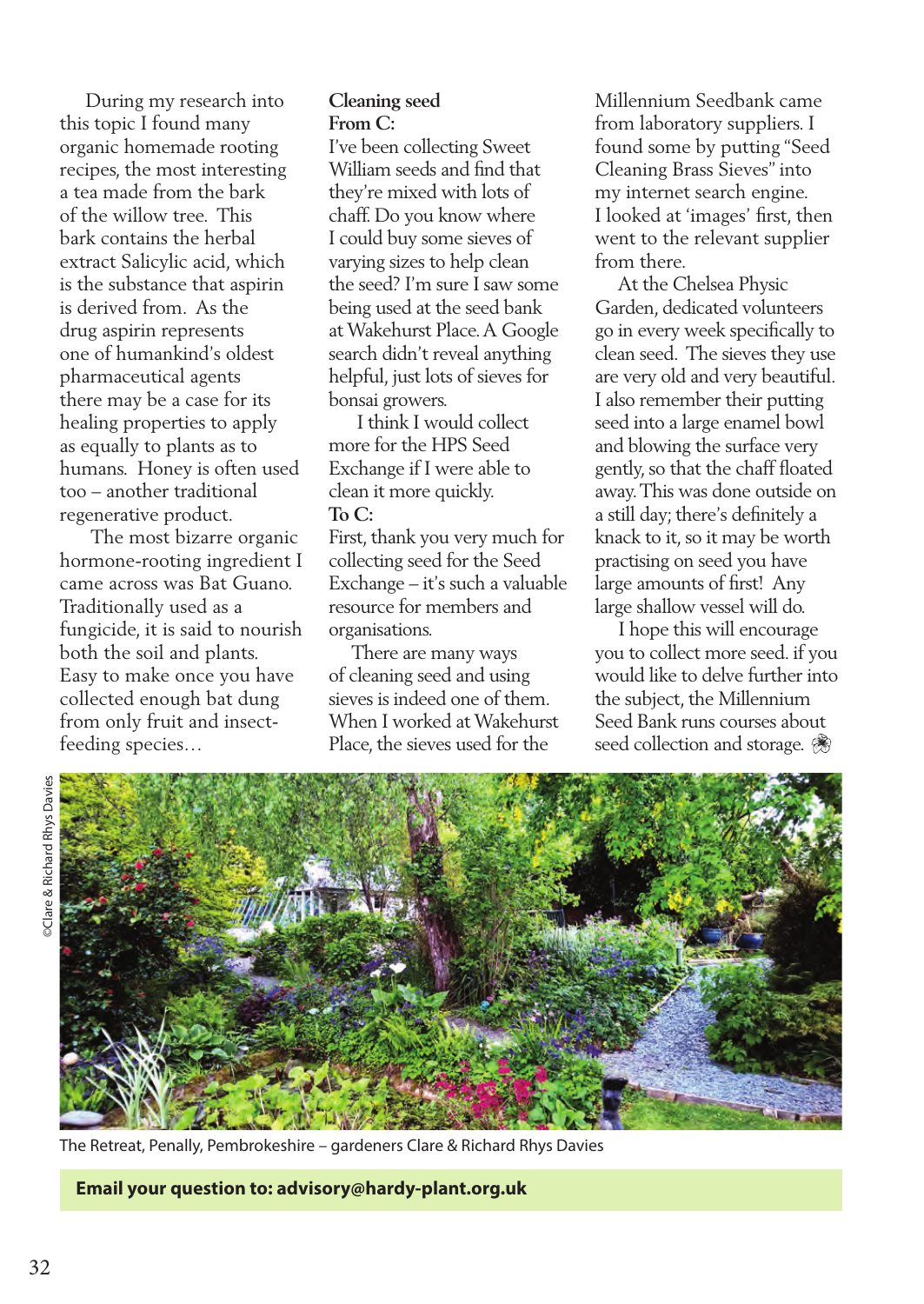During my research into this topic I found many organic homemade rooting recipes, the most interesting a tea made from the bark of the willow tree. This bark contains the herbal extract Salicylic acid, which is the substance that aspirin is derived from. As the drug aspirin represents one of humankind's oldest pharmaceutical agents there may be a case for its healing properties to apply as equally to plants as to humans. Honey is often used too – another traditional regenerative product.

The most bizarre organic hormone-rooting ingredient I came across was Bat Guano. Traditionally used as a fungicide, it is said to nourish both the soil and plants. Easy to make once you have collected enough bat dung from only fruit and insect-feeding species…

**Cleaning seed**

**From C:**

I've been collecting Sweet William seeds and find that they're mixed with lots of chaff. Do you know where I could buy some sieves of varying sizes to help clean the seed? I'm sure I saw some being used at the seed bank at Wakehurst Place. A Google search didn't reveal anything helpful, just lots of sieves for bonsai growers.

I think I would collect more for the HPS Seed Exchange if I were able to clean it more quickly.

**To C:**

First, thank you very much for collecting seed for the Seed Exchange – it's such a valuable resource for members and organisations.

There are many ways of cleaning seed and using sieves is indeed one of them. When I worked at Wakehurst Place, the sieves used for the Millennium Seedbank came from laboratory suppliers. I found some by putting "Seed Cleaning Brass Sieves" into my internet search engine. I looked at 'images' first, then went to the relevant supplier from there.

At the Chelsea Physic Garden, dedicated volunteers go in every week specifically to clean seed. The sieves they use are very old and very beautiful. I also remember their putting seed into a large enamel bowl and blowing the surface very gently, so that the chaff floated away. This was done outside on a still day; there's definitely a knack to it, so it may be worth practising on seed you have large amounts of first! Any large shallow vessel will do.

I hope this will encourage you to collect more seed. if you would like to delve further into the subject, the Millennium Seed Bank runs courses about seed collection and storage.

©Clare & Richard Rhys Davies

The Retreat, Penally, Pembrokeshire – gardeners Clare & Richard Rhys Davies

**Email your question to: advisory@hardy-plant.org.uk**